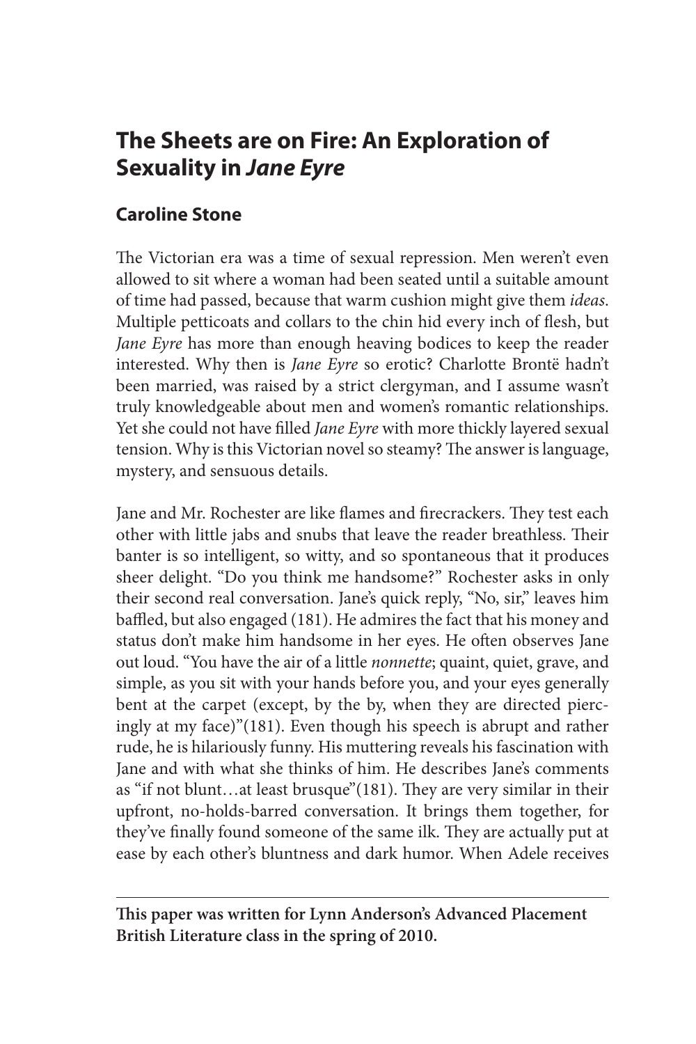# The Sheets are on Fire: An Exploration of Sexuality in *Jane Eyre*

## Caroline Stone

The Victorian era was a time of sexual repression. Men weren't even allowed to sit where a woman had been seated until a suitable amount of time had passed, because that warm cushion might give them *ideas*. Multiple petticoats and collars to the chin hid every inch of flesh, but *Jane Eyre* has more than enough heaving bodices to keep the reader interested. Why then is *Jane Eyre* so erotic? Charlotte Brontë hadn't been married, was raised by a strict clergyman, and I assume wasn't truly knowledgeable about men and women's romantic relationships. Yet she could not have filled *Jane Eyre* with more thickly layered sexual tension. Why is this Victorian novel so steamy? The answer is language, mystery, and sensuous details.

Jane and Mr. Rochester are like flames and firecrackers. They test each other with little jabs and snubs that leave the reader breathless. Their banter is so intelligent, so witty, and so spontaneous that it produces sheer delight. "Do you think me handsome?" Rochester asks in only their second real conversation. Jane's quick reply, "No, sir," leaves him baffled, but also engaged (181). He admires the fact that his money and status don't make him handsome in her eyes. He often observes Jane out loud. "You have the air of a little *nonnette*; quaint, quiet, grave, and simple, as you sit with your hands before you, and your eyes generally bent at the carpet (except, by the by, when they are directed piercingly at my face)"(181). Even though his speech is abrupt and rather rude, he is hilariously funny. His muttering reveals his fascination with Jane and with what she thinks of him. He describes Jane's comments as "if not blunt…at least brusque"(181). They are very similar in their upfront, no-holds-barred conversation. It brings them together, for they've finally found someone of the same ilk. They are actually put at ease by each other's bluntness and dark humor. When Adele receives

---

**This paper was written for Lynn Anderson's Advanced Placement British Literature class in the spring of 2010.**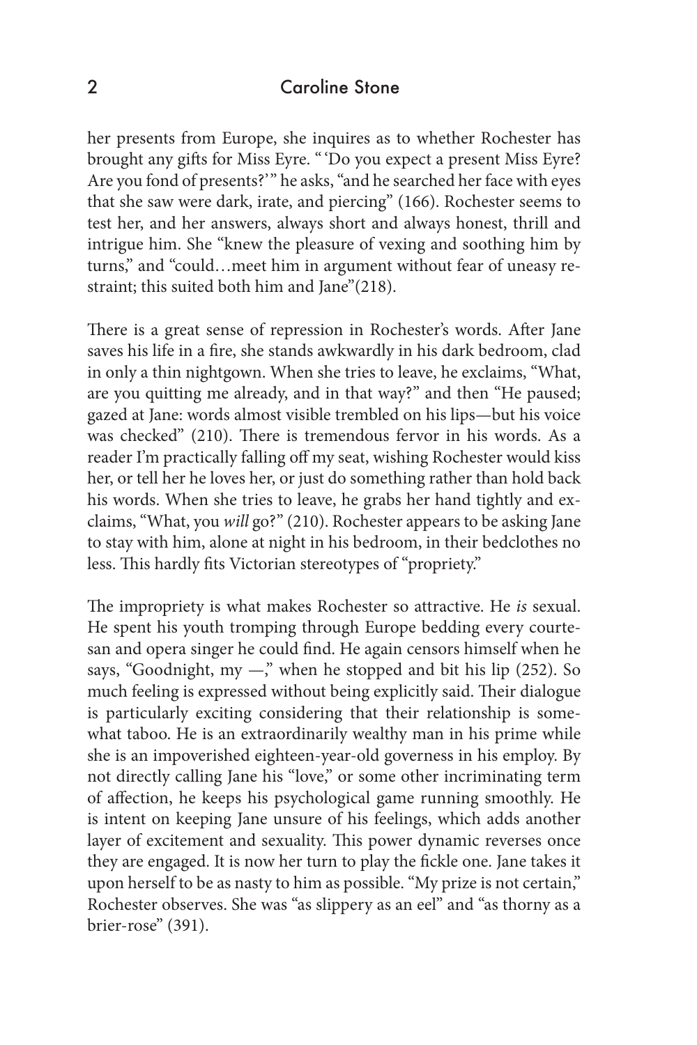her presents from Europe, she inquires as to whether Rochester has brought any gifts for Miss Eyre. " 'Do you expect a present Miss Eyre? Are you fond of presents?' " he asks, "and he searched her face with eyes that she saw were dark, irate, and piercing" (166). Rochester seems to test her, and her answers, always short and always honest, thrill and intrigue him. She "knew the pleasure of vexing and soothing him by turns," and "could…meet him in argument without fear of uneasy restraint; this suited both him and Jane"(218).

There is a great sense of repression in Rochester's words. After Jane saves his life in a fire, she stands awkwardly in his dark bedroom, clad in only a thin nightgown. When she tries to leave, he exclaims, "What, are you quitting me already, and in that way?" and then "He paused; gazed at Jane: words almost visible trembled on his lips—but his voice was checked" (210). There is tremendous fervor in his words. As a reader I'm practically falling off my seat, wishing Rochester would kiss her, or tell her he loves her, or just do something rather than hold back his words. When she tries to leave, he grabs her hand tightly and exclaims, "What, you *will* go?" (210). Rochester appears to be asking Jane to stay with him, alone at night in his bedroom, in their bedclothes no less. This hardly fits Victorian stereotypes of "propriety."

The impropriety is what makes Rochester so attractive. He *is* sexual. He spent his youth tromping through Europe bedding every courtesan and opera singer he could find. He again censors himself when he says, "Goodnight, my —," when he stopped and bit his lip (252). So much feeling is expressed without being explicitly said. Their dialogue is particularly exciting considering that their relationship is somewhat taboo. He is an extraordinarily wealthy man in his prime while she is an impoverished eighteen-year-old governess in his employ. By not directly calling Jane his "love," or some other incriminating term of affection, he keeps his psychological game running smoothly. He is intent on keeping Jane unsure of his feelings, which adds another layer of excitement and sexuality. This power dynamic reverses once they are engaged. It is now her turn to play the fickle one. Jane takes it upon herself to be as nasty to him as possible. "My prize is not certain," Rochester observes. She was "as slippery as an eel" and "as thorny as a brier-rose" (391).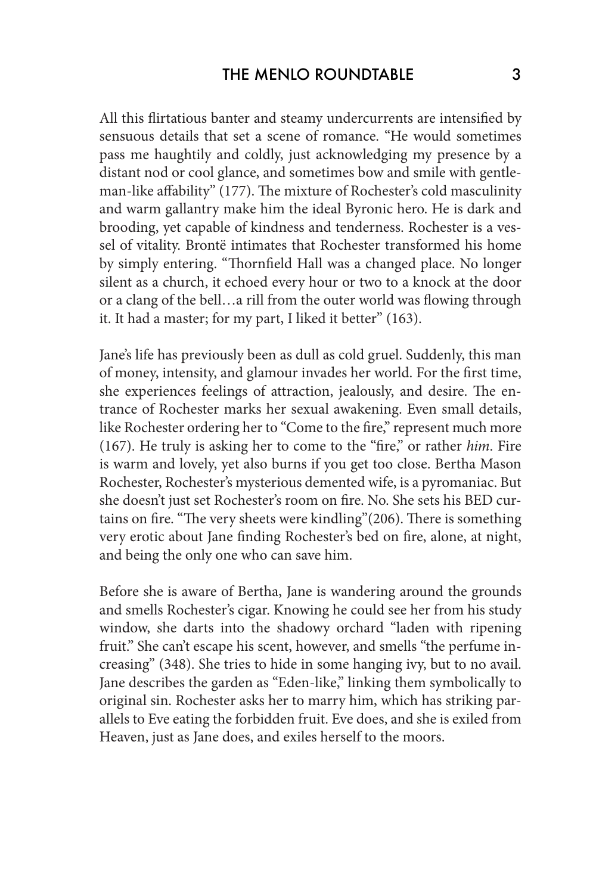All this flirtatious banter and steamy undercurrents are intensified by sensuous details that set a scene of romance. "He would sometimes pass me haughtily and coldly, just acknowledging my presence by a distant nod or cool glance, and sometimes bow and smile with gentleman-like affability" (177). The mixture of Rochester's cold masculinity and warm gallantry make him the ideal Byronic hero. He is dark and brooding, yet capable of kindness and tenderness. Rochester is a vessel of vitality. Brontë intimates that Rochester transformed his home by simply entering. "Thornfield Hall was a changed place. No longer silent as a church, it echoed every hour or two to a knock at the door or a clang of the bell…a rill from the outer world was flowing through it. It had a master; for my part, I liked it better" (163).

Jane's life has previously been as dull as cold gruel. Suddenly, this man of money, intensity, and glamour invades her world. For the first time, she experiences feelings of attraction, jealously, and desire. The entrance of Rochester marks her sexual awakening. Even small details, like Rochester ordering her to "Come to the fire," represent much more (167). He truly is asking her to come to the "fire," or rather *him*. Fire is warm and lovely, yet also burns if you get too close. Bertha Mason Rochester, Rochester's mysterious demented wife, is a pyromaniac. But she doesn't just set Rochester's room on fire. No. She sets his BED curtains on fire. "The very sheets were kindling"(206). There is something very erotic about Jane finding Rochester's bed on fire, alone, at night, and being the only one who can save him.

Before she is aware of Bertha, Jane is wandering around the grounds and smells Rochester's cigar. Knowing he could see her from his study window, she darts into the shadowy orchard "laden with ripening fruit." She can't escape his scent, however, and smells "the perfume increasing" (348). She tries to hide in some hanging ivy, but to no avail. Jane describes the garden as "Eden-like," linking them symbolically to original sin. Rochester asks her to marry him, which has striking parallels to Eve eating the forbidden fruit. Eve does, and she is exiled from Heaven, just as Jane does, and exiles herself to the moors.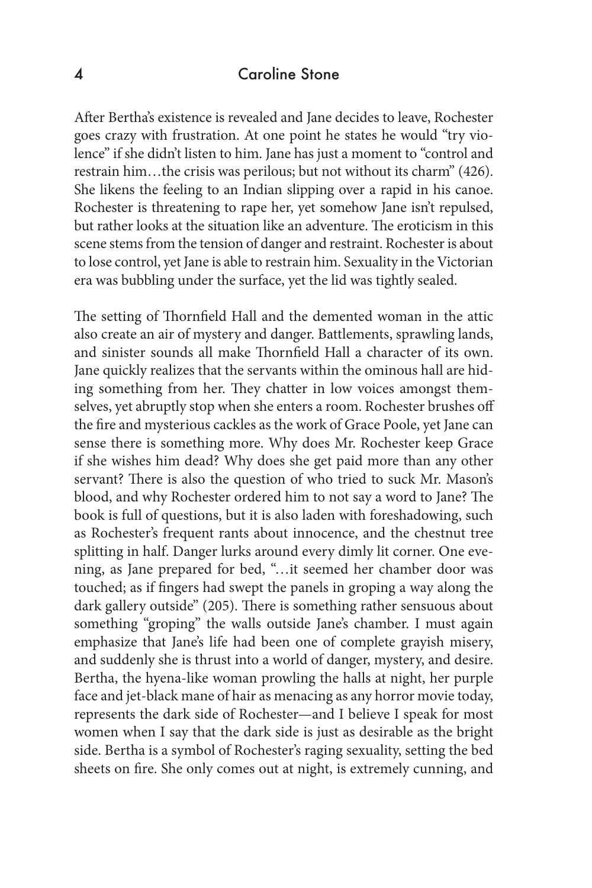After Bertha's existence is revealed and Jane decides to leave, Rochester goes crazy with frustration. At one point he states he would "try violence" if she didn't listen to him. Jane has just a moment to "control and restrain him…the crisis was perilous; but not without its charm" (426). She likens the feeling to an Indian slipping over a rapid in his canoe. Rochester is threatening to rape her, yet somehow Jane isn't repulsed, but rather looks at the situation like an adventure. The eroticism in this scene stems from the tension of danger and restraint. Rochester is about to lose control, yet Jane is able to restrain him. Sexuality in the Victorian era was bubbling under the surface, yet the lid was tightly sealed.

The setting of Thornfield Hall and the demented woman in the attic also create an air of mystery and danger. Battlements, sprawling lands, and sinister sounds all make Thornfield Hall a character of its own. Jane quickly realizes that the servants within the ominous hall are hiding something from her. They chatter in low voices amongst themselves, yet abruptly stop when she enters a room. Rochester brushes off the fire and mysterious cackles as the work of Grace Poole, yet Jane can sense there is something more. Why does Mr. Rochester keep Grace if she wishes him dead? Why does she get paid more than any other servant? There is also the question of who tried to suck Mr. Mason's blood, and why Rochester ordered him to not say a word to Jane? The book is full of questions, but it is also laden with foreshadowing, such as Rochester's frequent rants about innocence, and the chestnut tree splitting in half. Danger lurks around every dimly lit corner. One evening, as Jane prepared for bed, "…it seemed her chamber door was touched; as if fingers had swept the panels in groping a way along the dark gallery outside" (205). There is something rather sensuous about something "groping" the walls outside Jane's chamber. I must again emphasize that Jane's life had been one of complete grayish misery, and suddenly she is thrust into a world of danger, mystery, and desire. Bertha, the hyena-like woman prowling the halls at night, her purple face and jet-black mane of hair as menacing as any horror movie today, represents the dark side of Rochester—and I believe I speak for most women when I say that the dark side is just as desirable as the bright side. Bertha is a symbol of Rochester's raging sexuality, setting the bed sheets on fire. She only comes out at night, is extremely cunning, and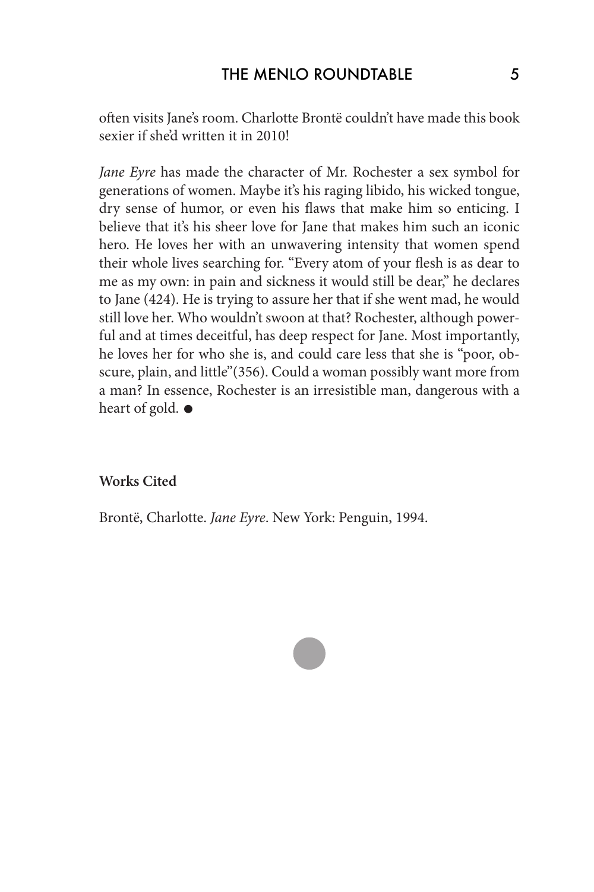often visits Jane's room. Charlotte Brontë couldn't have made this book sexier if she'd written it in 2010!

*Jane Eyre* has made the character of Mr. Rochester a sex symbol for generations of women. Maybe it's his raging libido, his wicked tongue, dry sense of humor, or even his flaws that make him so enticing. I believe that it's his sheer love for Jane that makes him such an iconic hero. He loves her with an unwavering intensity that women spend their whole lives searching for. "Every atom of your flesh is as dear to me as my own: in pain and sickness it would still be dear," he declares to Jane (424). He is trying to assure her that if she went mad, he would still love her. Who wouldn't swoon at that? Rochester, although powerful and at times deceitful, has deep respect for Jane. Most importantly, he loves her for who she is, and could care less that she is "poor, obscure, plain, and little"(356). Could a woman possibly want more from a man? In essence, Rochester is an irresistible man, dangerous with a heart of gold. ●

**Works Cited**

Brontë, Charlotte. *Jane Eyre*. New York: Penguin, 1994.